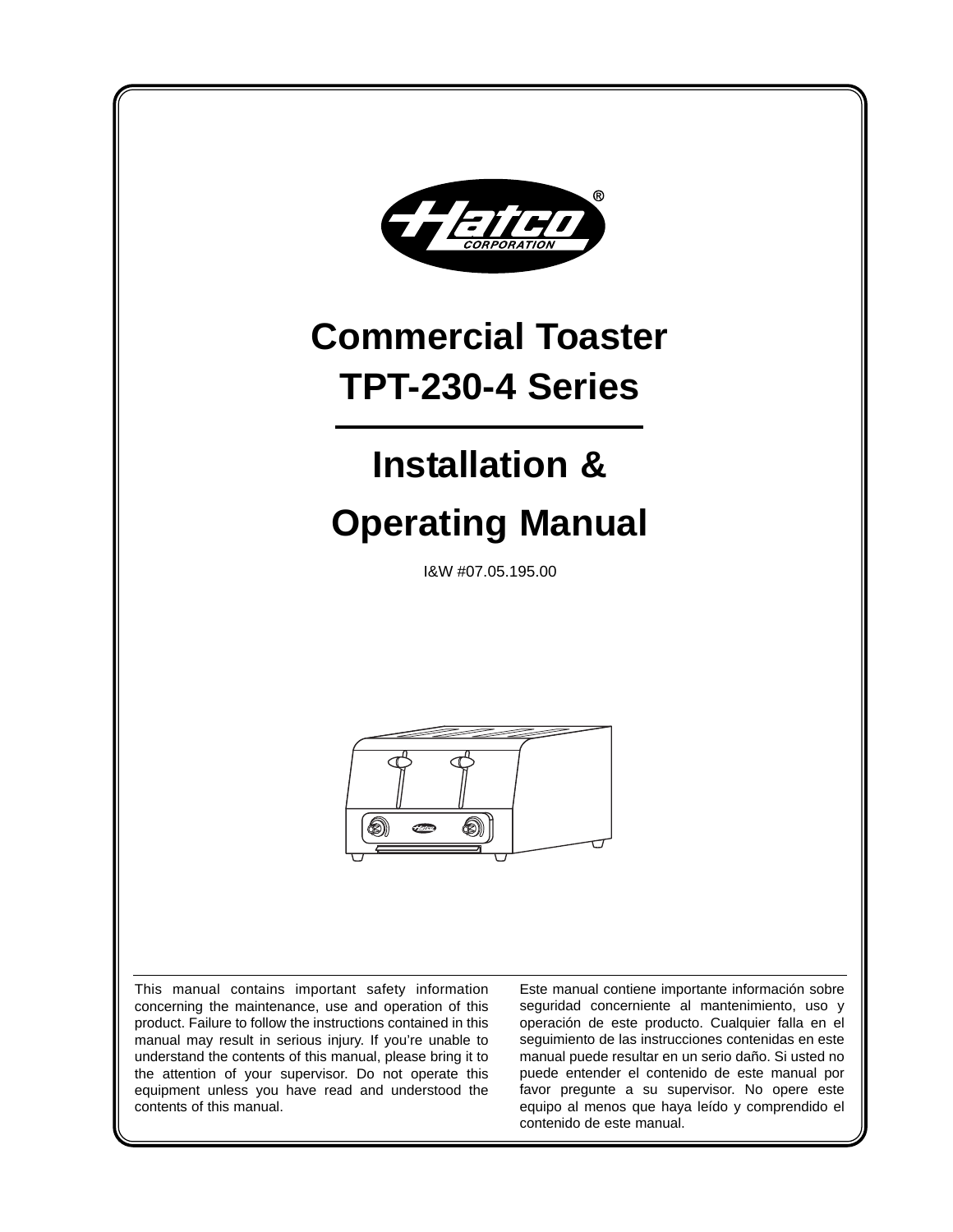Hatco® CORPORATION

# Commercial Toaster
# TPT-230-4 Series

## Installation & Operating Manual

I&W #07.05.195.00

This manual contains important safety information concerning the maintenance, use and operation of this product. Failure to follow the instructions contained in this manual may result in serious injury. If you're unable to understand the contents of this manual, please bring it to the attention of your supervisor. Do not operate this equipment unless you have read and understood the contents of this manual.

Este manual contiene importante información sobre seguridad concerniente al mantenimiento, uso y operación de este producto. Cualquier falla en el seguimiento de las instrucciones contenidas en este manual puede resultar en un serio daño. Si usted no puede entender el contenido de este manual por favor pregunte a su supervisor. No opere este equipo al menos que haya leído y comprendido el contenido de este manual.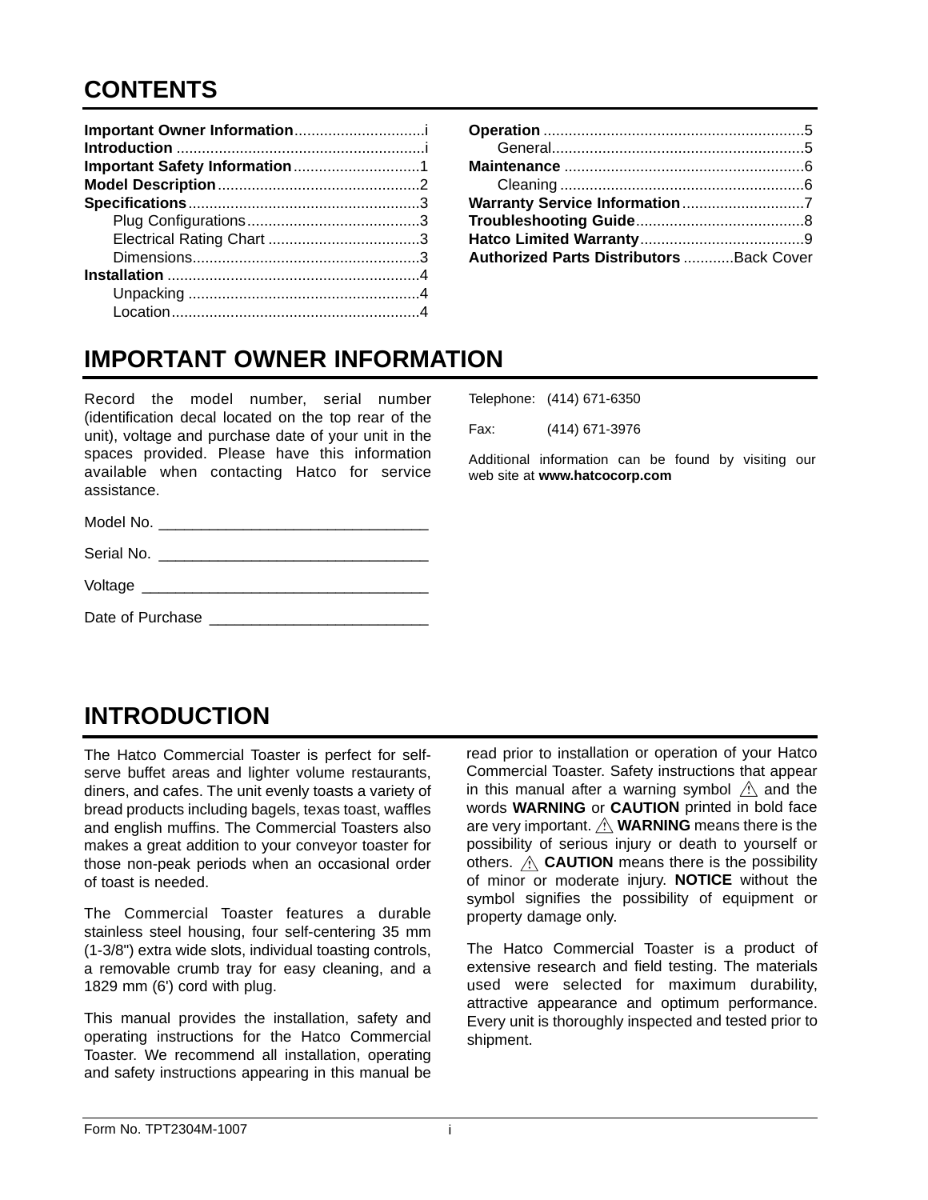# CONTENTS

**Important Owner Information**...............................i
**Introduction**...........................................................i
**Important Safety Information**.............................1
**Model Description**................................................2
**Specifications**.......................................................3
- Plug Configurations.........................................3
- Electrical Rating Chart ....................................3
- Dimensions......................................................3

**Installation**............................................................4
- Unpacking .......................................................4
- Location...........................................................4

**Operation**.............................................................5
- General............................................................5

**Maintenance**.........................................................6
- Cleaning ..........................................................6

**Warranty Service Information**.............................7
**Troubleshooting Guide**........................................8
**Hatco Limited Warranty**.......................................9
**Authorized Parts Distributors**............Back Cover

# IMPORTANT OWNER INFORMATION

Record the model number, serial number (identification decal located on the top rear of the unit), voltage and purchase date of your unit in the spaces provided. Please have this information available when contacting Hatco for service assistance.

Model No. _______________________________

Serial No. _______________________________

Voltage _________________________________

Date of Purchase __________________________

Telephone: (414) 671-6350

Fax: (414) 671-3976

Additional information can be found by visiting our web site at **www.hatcocorp.com**

# INTRODUCTION

The Hatco Commercial Toaster is perfect for self-serve buffet areas and lighter volume restaurants, diners, and cafes. The unit evenly toasts a variety of bread products including bagels, texas toast, waffles and english muffins. The Commercial Toasters also makes a great addition to your conveyor toaster for those non-peak periods when an occasional order of toast is needed.

The Commercial Toaster features a durable stainless steel housing, four self-centering 35 mm (1-3/8") extra wide slots, individual toasting controls, a removable crumb tray for easy cleaning, and a 1829 mm (6') cord with plug.

This manual provides the installation, safety and operating instructions for the Hatco Commercial Toaster. We recommend all installation, operating and safety instructions appearing in this manual be read prior to installation or operation of your Hatco Commercial Toaster. Safety instructions that appear in this manual after a warning symbol ⚠ and the words **WARNING** or **CAUTION** printed in bold face are very important. ⚠ **WARNING** means there is the possibility of serious injury or death to yourself or others. ⚠ **CAUTION** means there is the possibility of minor or moderate injury. **NOTICE** without the symbol signifies the possibility of equipment or property damage only.

The Hatco Commercial Toaster is a product of extensive research and field testing. The materials used were selected for maximum durability, attractive appearance and optimum performance. Every unit is thoroughly inspected and tested prior to shipment.

Form No. TPT2304M-1007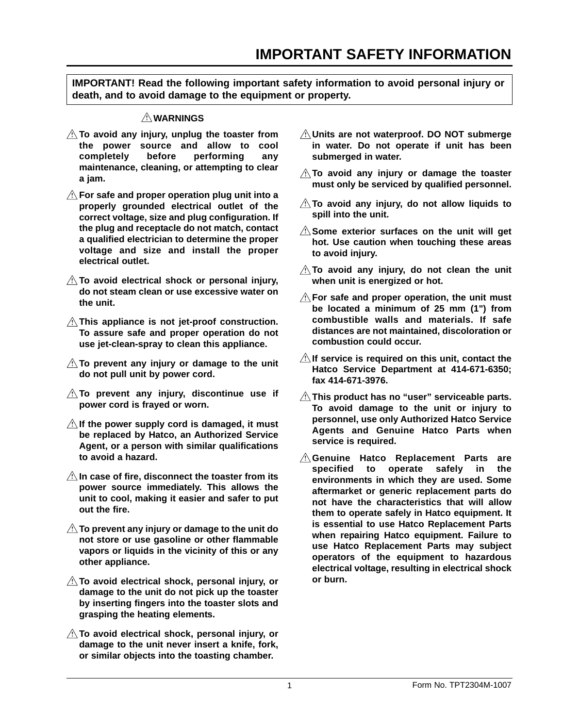# IMPORTANT SAFETY INFORMATION

**IMPORTANT! Read the following important safety information to avoid personal injury or death, and to avoid damage to the equipment or property.**

**⚠ WARNINGS**

- **⚠ To avoid any injury, unplug the toaster from the power source and allow to cool completely before performing any maintenance, cleaning, or attempting to clear a jam.**
- **⚠ For safe and proper operation plug unit into a properly grounded electrical outlet of the correct voltage, size and plug configuration. If the plug and receptacle do not match, contact a qualified electrician to determine the proper voltage and size and install the proper electrical outlet.**
- **⚠ To avoid electrical shock or personal injury, do not steam clean or use excessive water on the unit.**
- **⚠ This appliance is not jet-proof construction. To assure safe and proper operation do not use jet-clean-spray to clean this appliance.**
- **⚠ To prevent any injury or damage to the unit do not pull unit by power cord.**
- **⚠ To prevent any injury, discontinue use if power cord is frayed or worn.**
- **⚠ If the power supply cord is damaged, it must be replaced by Hatco, an Authorized Service Agent, or a person with similar qualifications to avoid a hazard.**
- **⚠ In case of fire, disconnect the toaster from its power source immediately. This allows the unit to cool, making it easier and safer to put out the fire.**
- **⚠ To prevent any injury or damage to the unit do not store or use gasoline or other flammable vapors or liquids in the vicinity of this or any other appliance.**
- **⚠ To avoid electrical shock, personal injury, or damage to the unit do not pick up the toaster by inserting fingers into the toaster slots and grasping the heating elements.**
- **⚠ To avoid electrical shock, personal injury, or damage to the unit never insert a knife, fork, or similar objects into the toasting chamber.**
- **⚠ Units are not waterproof. DO NOT submerge in water. Do not operate if unit has been submerged in water.**
- **⚠ To avoid any injury or damage the toaster must only be serviced by qualified personnel.**
- **⚠ To avoid any injury, do not allow liquids to spill into the unit.**
- **⚠ Some exterior surfaces on the unit will get hot. Use caution when touching these areas to avoid injury.**
- **⚠ To avoid any injury, do not clean the unit when unit is energized or hot.**
- **⚠ For safe and proper operation, the unit must be located a minimum of 25 mm (1") from combustible walls and materials. If safe distances are not maintained, discoloration or combustion could occur.**
- **⚠ If service is required on this unit, contact the Hatco Service Department at 414-671-6350; fax 414-671-3976.**
- **⚠ This product has no "user" serviceable parts. To avoid damage to the unit or injury to personnel, use only Authorized Hatco Service Agents and Genuine Hatco Parts when service is required.**
- **⚠ Genuine Hatco Replacement Parts are specified to operate safely in the environments in which they are used. Some aftermarket or generic replacement parts do not have the characteristics that will allow them to operate safely in Hatco equipment. It is essential to use Hatco Replacement Parts when repairing Hatco equipment. Failure to use Hatco Replacement Parts may subject operators of the equipment to hazardous electrical voltage, resulting in electrical shock or burn.**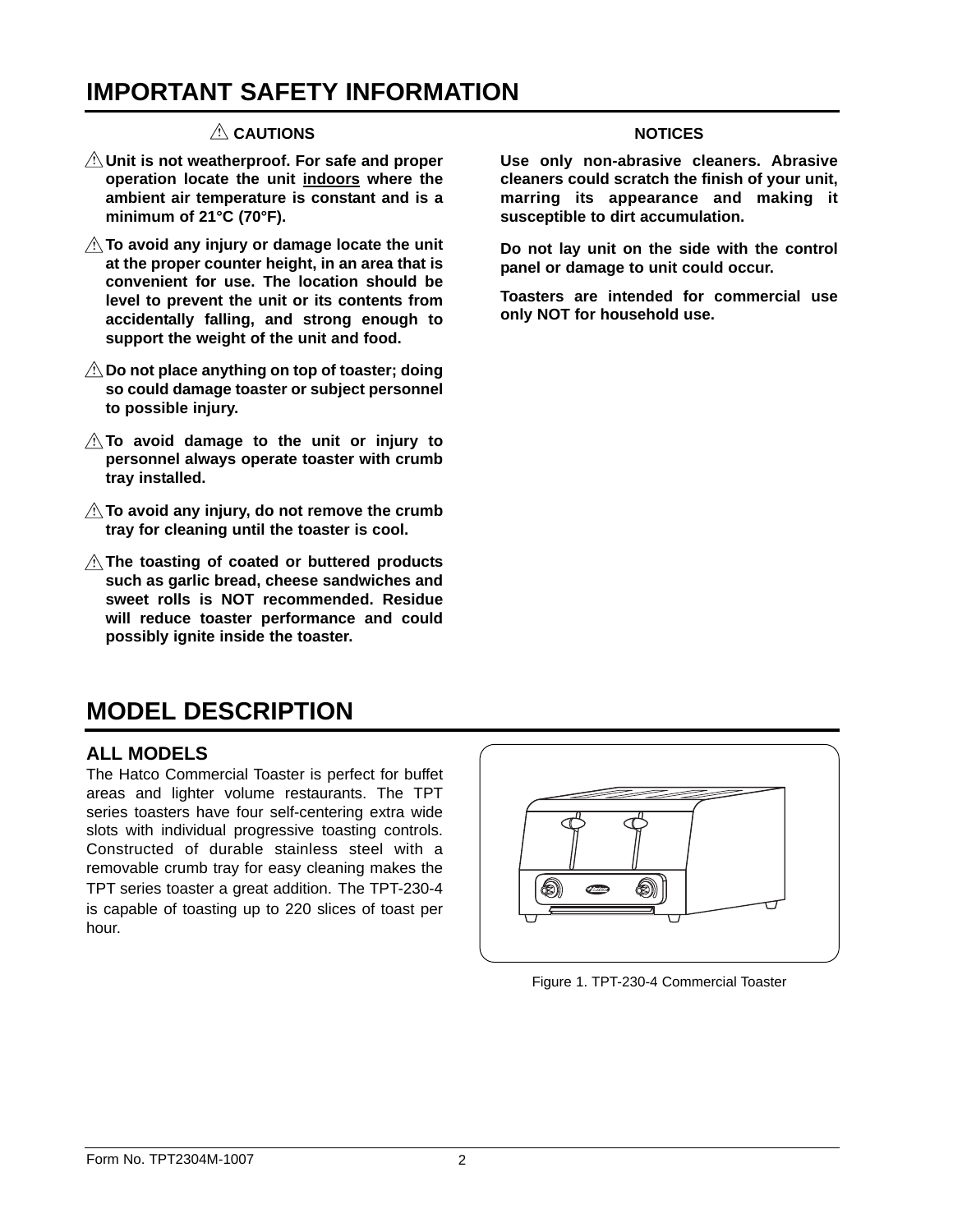# IMPORTANT SAFETY INFORMATION

**⚠ CAUTIONS**

- ⚠ **Unit is not weatherproof. For safe and proper operation locate the unit indoors where the ambient air temperature is constant and is a minimum of 21°C (70°F).**
- ⚠ **To avoid any injury or damage locate the unit at the proper counter height, in an area that is convenient for use. The location should be level to prevent the unit or its contents from accidentally falling, and strong enough to support the weight of the unit and food.**
- ⚠ **Do not place anything on top of toaster; doing so could damage toaster or subject personnel to possible injury.**
- ⚠ **To avoid damage to the unit or injury to personnel always operate toaster with crumb tray installed.**
- ⚠ **To avoid any injury, do not remove the crumb tray for cleaning until the toaster is cool.**
- ⚠ **The toasting of coated or buttered products such as garlic bread, cheese sandwiches and sweet rolls is NOT recommended. Residue will reduce toaster performance and could possibly ignite inside the toaster.**

**NOTICES**

**Use only non-abrasive cleaners. Abrasive cleaners could scratch the finish of your unit, marring its appearance and making it susceptible to dirt accumulation.**

**Do not lay unit on the side with the control panel or damage to unit could occur.**

**Toasters are intended for commercial use only NOT for household use.**

# MODEL DESCRIPTION

## ALL MODELS

The Hatco Commercial Toaster is perfect for buffet areas and lighter volume restaurants. The TPT series toasters have four self-centering extra wide slots with individual progressive toasting controls. Constructed of durable stainless steel with a removable crumb tray for easy cleaning makes the TPT series toaster a great addition. The TPT-230-4 is capable of toasting up to 220 slices of toast per hour.

Figure 1. TPT-230-4 Commercial Toaster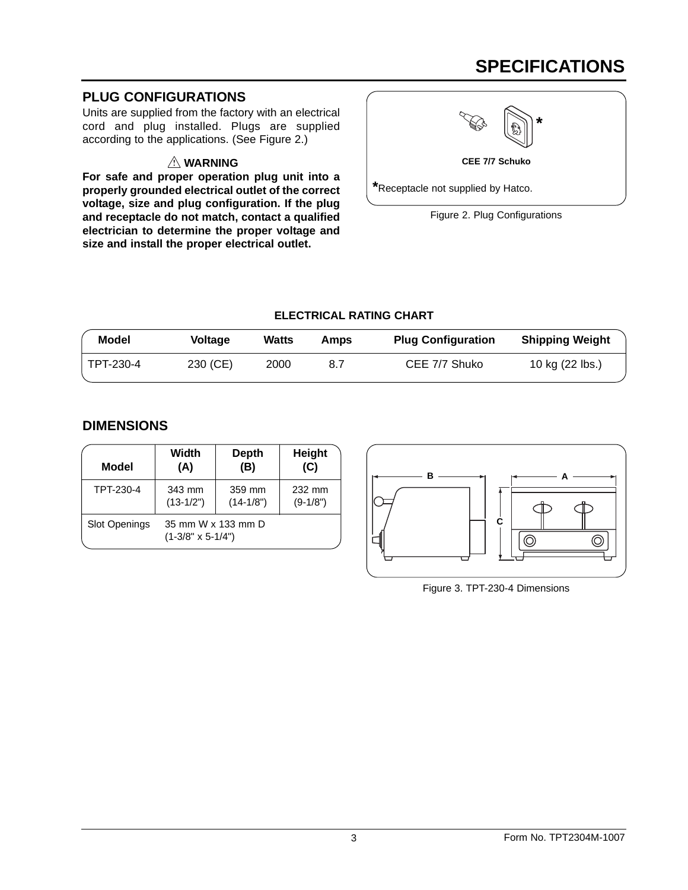# SPECIFICATIONS

## PLUG CONFIGURATIONS

Units are supplied from the factory with an electrical cord and plug installed. Plugs are supplied according to the applications. (See Figure 2.)

⚠ **WARNING**

**For safe and proper operation plug unit into a properly grounded electrical outlet of the correct voltage, size and plug configuration. If the plug and receptacle do not match, contact a qualified electrician to determine the proper voltage and size and install the proper electrical outlet.**

**CEE 7/7 Schuko**

*Receptacle not supplied by Hatco.

Figure 2. Plug Configurations

**ELECTRICAL RATING CHART**

| Model | Voltage | Watts | Amps | Plug Configuration | Shipping Weight |
|---|---|---|---|---|---|
| TPT-230-4 | 230 (CE) | 2000 | 8.7 | CEE 7/7 Shuko | 10 kg (22 lbs.) |

## DIMENSIONS

| Model | Width (A) | Depth (B) | Height (C) |
|---|---|---|---|
| TPT-230-4 | 343 mm (13-1/2") | 359 mm (14-1/8") | 232 mm (9-1/8") |
| Slot Openings | 35 mm W x 133 mm D (1-3/8" x 5-1/4") | | |

Figure 3. TPT-230-4 Dimensions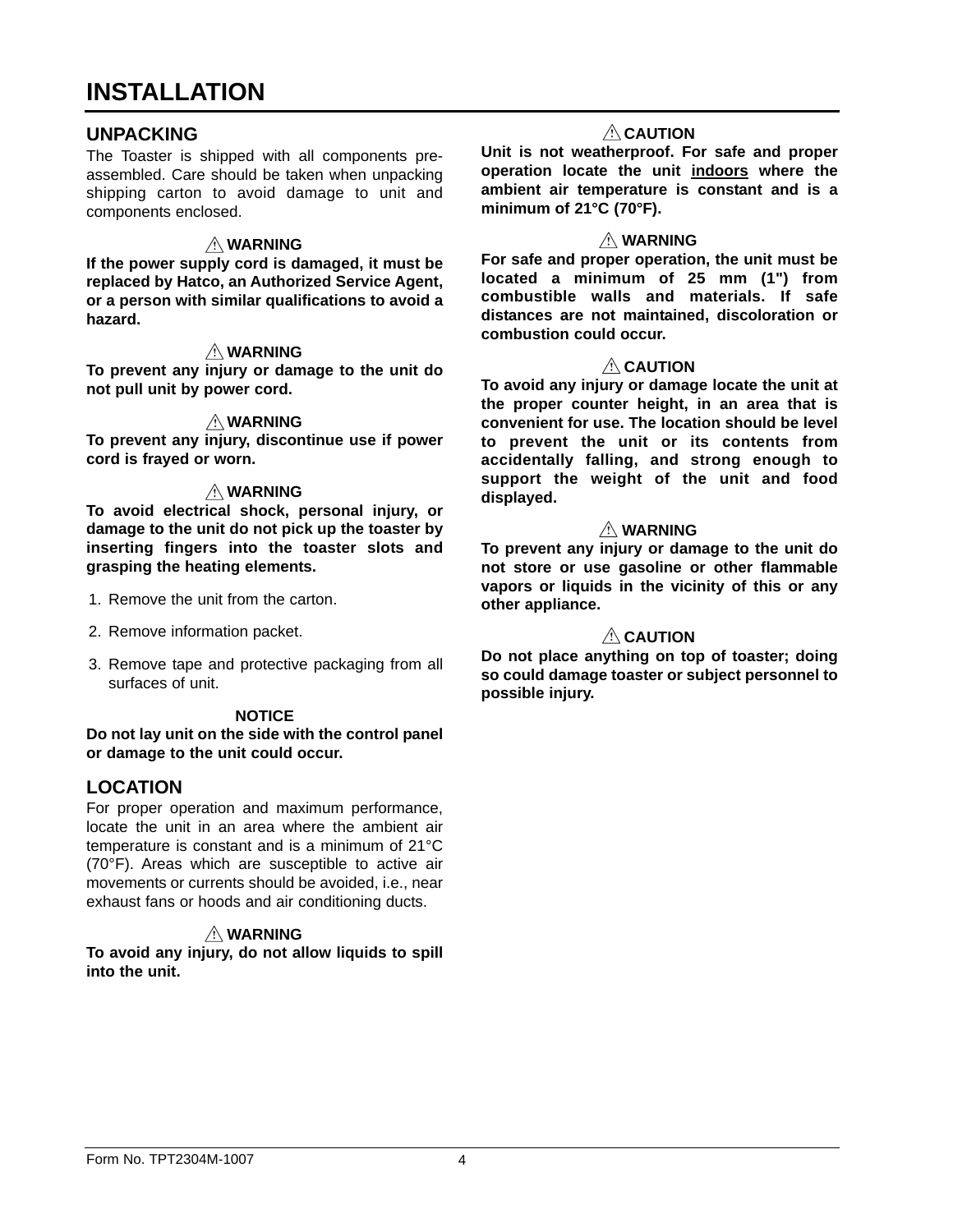# INSTALLATION

## UNPACKING

The Toaster is shipped with all components pre-assembled. Care should be taken when unpacking shipping carton to avoid damage to unit and components enclosed.

**⚠ WARNING**

**If the power supply cord is damaged, it must be replaced by Hatco, an Authorized Service Agent, or a person with similar qualifications to avoid a hazard.**

**⚠ WARNING**

**To prevent any injury or damage to the unit do not pull unit by power cord.**

**⚠ WARNING**

**To prevent any injury, discontinue use if power cord is frayed or worn.**

**⚠ WARNING**

**To avoid electrical shock, personal injury, or damage to the unit do not pick up the toaster by inserting fingers into the toaster slots and grasping the heating elements.**

1. Remove the unit from the carton.
2. Remove information packet.
3. Remove tape and protective packaging from all surfaces of unit.

**NOTICE**

**Do not lay unit on the side with the control panel or damage to the unit could occur.**

## LOCATION

For proper operation and maximum performance, locate the unit in an area where the ambient air temperature is constant and is a minimum of 21°C (70°F). Areas which are susceptible to active air movements or currents should be avoided, i.e., near exhaust fans or hoods and air conditioning ducts.

**⚠ WARNING**

**To avoid any injury, do not allow liquids to spill into the unit.**

**⚠ CAUTION**

**Unit is not weatherproof. For safe and proper operation locate the unit <u>indoors</u> where the ambient air temperature is constant and is a minimum of 21°C (70°F).**

**⚠ WARNING**

**For safe and proper operation, the unit must be located a minimum of 25 mm (1") from combustible walls and materials. If safe distances are not maintained, discoloration or combustion could occur.**

**⚠ CAUTION**

**To avoid any injury or damage locate the unit at the proper counter height, in an area that is convenient for use. The location should be level to prevent the unit or its contents from accidentally falling, and strong enough to support the weight of the unit and food displayed.**

**⚠ WARNING**

**To prevent any injury or damage to the unit do not store or use gasoline or other flammable vapors or liquids in the vicinity of this or any other appliance.**

**⚠ CAUTION**

**Do not place anything on top of toaster; doing so could damage toaster or subject personnel to possible injury.**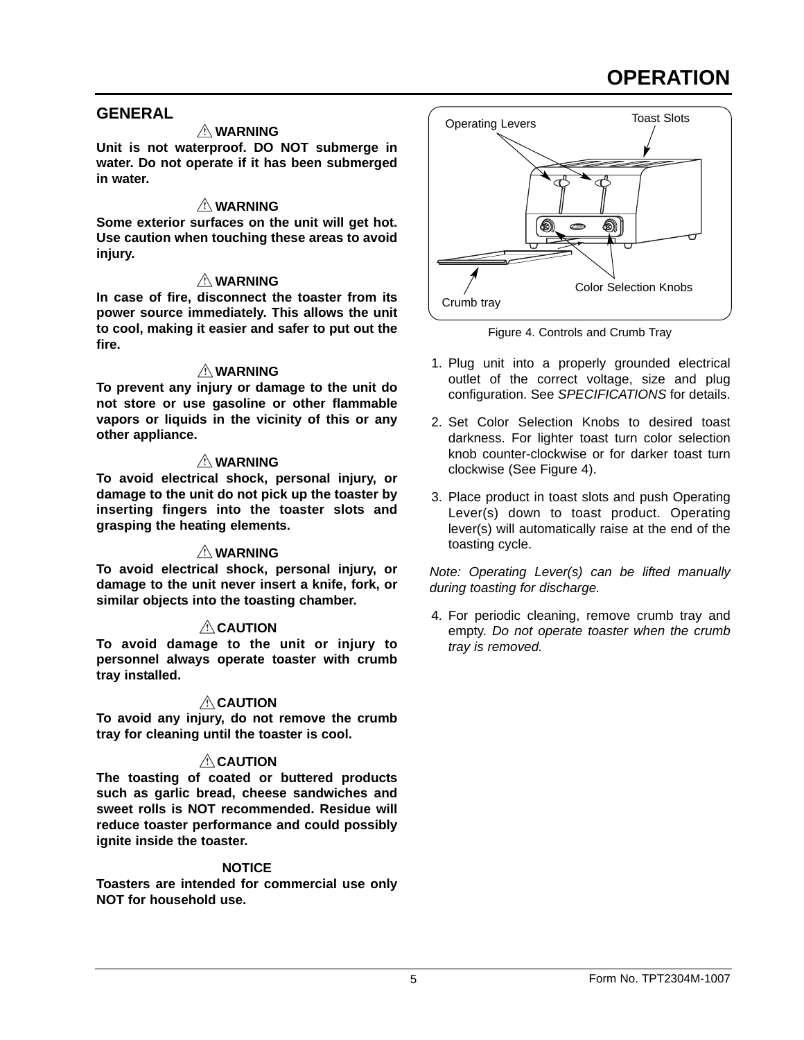# OPERATION

## GENERAL

**⚠ WARNING**

**Unit is not waterproof. DO NOT submerge in water. Do not operate if it has been submerged in water.**

**⚠ WARNING**

**Some exterior surfaces on the unit will get hot. Use caution when touching these areas to avoid injury.**

**⚠ WARNING**

**In case of fire, disconnect the toaster from its power source immediately. This allows the unit to cool, making it easier and safer to put out the fire.**

**⚠ WARNING**

**To prevent any injury or damage to the unit do not store or use gasoline or other flammable vapors or liquids in the vicinity of this or any other appliance.**

**⚠ WARNING**

**To avoid electrical shock, personal injury, or damage to the unit do not pick up the toaster by inserting fingers into the toaster slots and grasping the heating elements.**

**⚠ WARNING**

**To avoid electrical shock, personal injury, or damage to the unit never insert a knife, fork, or similar objects into the toasting chamber.**

**⚠ CAUTION**

**To avoid damage to the unit or injury to personnel always operate toaster with crumb tray installed.**

**⚠ CAUTION**

**To avoid any injury, do not remove the crumb tray for cleaning until the toaster is cool.**

**⚠ CAUTION**

**The toasting of coated or buttered products such as garlic bread, cheese sandwiches and sweet rolls is NOT recommended. Residue will reduce toaster performance and could possibly ignite inside the toaster.**

**NOTICE**

**Toasters are intended for commercial use only NOT for household use.**

Operating Levers — Toast Slots — Color Selection Knobs — Crumb tray

Figure 4. Controls and Crumb Tray

1. Plug unit into a properly grounded electrical outlet of the correct voltage, size and plug configuration. See *SPECIFICATIONS* for details.
2. Set Color Selection Knobs to desired toast darkness. For lighter toast turn color selection knob counter-clockwise or for darker toast turn clockwise (See Figure 4).
3. Place product in toast slots and push Operating Lever(s) down to toast product. Operating lever(s) will automatically raise at the end of the toasting cycle.

*Note: Operating Lever(s) can be lifted manually during toasting for discharge.*

4. For periodic cleaning, remove crumb tray and empty. *Do not operate toaster when the crumb tray is removed.*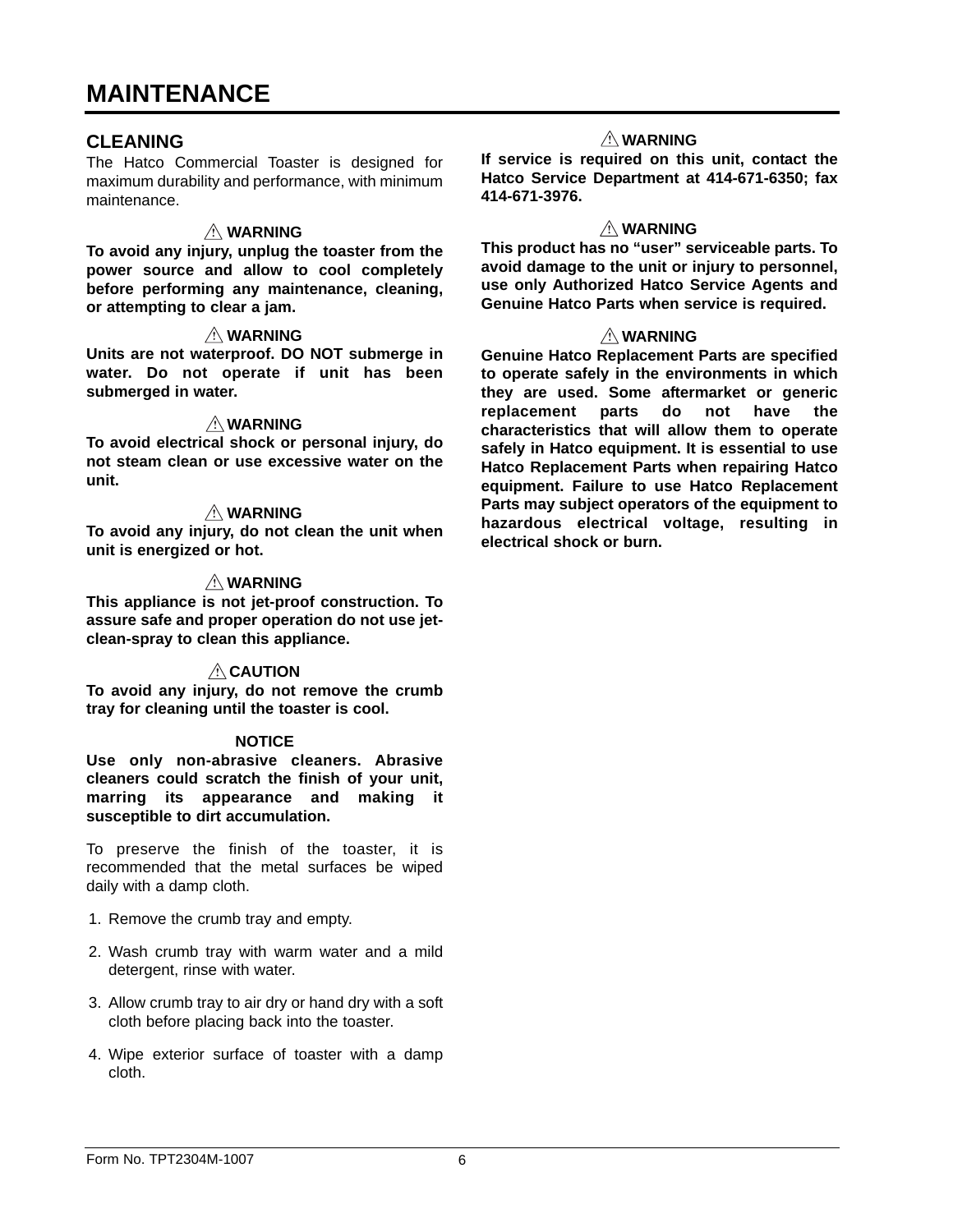# MAINTENANCE

## CLEANING

The Hatco Commercial Toaster is designed for maximum durability and performance, with minimum maintenance.

⚠ **WARNING**

**To avoid any injury, unplug the toaster from the power source and allow to cool completely before performing any maintenance, cleaning, or attempting to clear a jam.**

⚠ **WARNING**

**Units are not waterproof. DO NOT submerge in water. Do not operate if unit has been submerged in water.**

⚠ **WARNING**

**To avoid electrical shock or personal injury, do not steam clean or use excessive water on the unit.**

⚠ **WARNING**

**To avoid any injury, do not clean the unit when unit is energized or hot.**

⚠ **WARNING**

**This appliance is not jet-proof construction. To assure safe and proper operation do not use jet-clean-spray to clean this appliance.**

⚠ **CAUTION**

**To avoid any injury, do not remove the crumb tray for cleaning until the toaster is cool.**

**NOTICE**

**Use only non-abrasive cleaners. Abrasive cleaners could scratch the finish of your unit, marring its appearance and making it susceptible to dirt accumulation.**

To preserve the finish of the toaster, it is recommended that the metal surfaces be wiped daily with a damp cloth.

1. Remove the crumb tray and empty.
2. Wash crumb tray with warm water and a mild detergent, rinse with water.
3. Allow crumb tray to air dry or hand dry with a soft cloth before placing back into the toaster.
4. Wipe exterior surface of toaster with a damp cloth.

⚠ **WARNING**

**If service is required on this unit, contact the Hatco Service Department at 414-671-6350; fax 414-671-3976.**

⚠ **WARNING**

**This product has no "user" serviceable parts. To avoid damage to the unit or injury to personnel, use only Authorized Hatco Service Agents and Genuine Hatco Parts when service is required.**

⚠ **WARNING**

**Genuine Hatco Replacement Parts are specified to operate safely in the environments in which they are used. Some aftermarket or generic replacement parts do not have the characteristics that will allow them to operate safely in Hatco equipment. It is essential to use Hatco Replacement Parts when repairing Hatco equipment. Failure to use Hatco Replacement Parts may subject operators of the equipment to hazardous electrical voltage, resulting in electrical shock or burn.**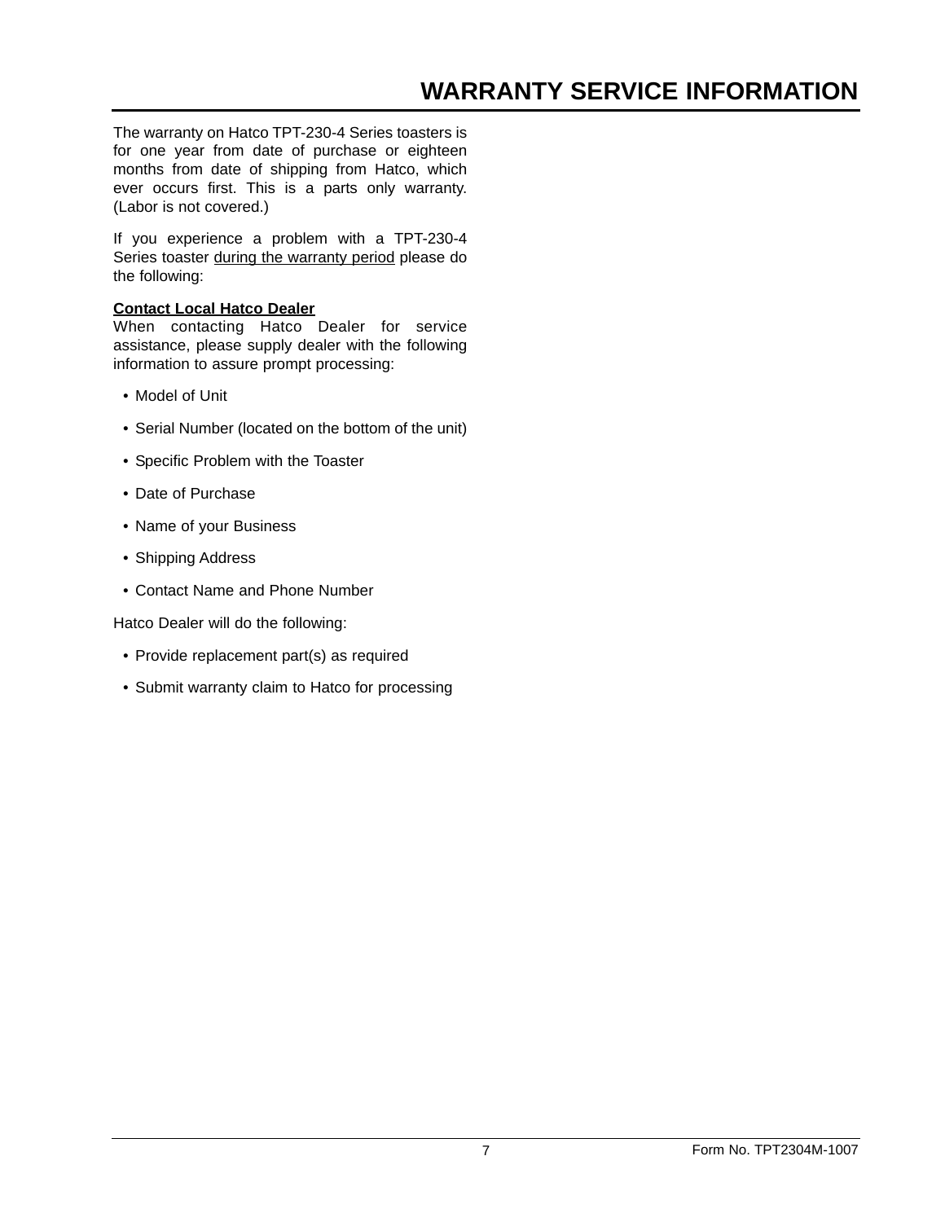# WARRANTY SERVICE INFORMATION

The warranty on Hatco TPT-230-4 Series toasters is for one year from date of purchase or eighteen months from date of shipping from Hatco, which ever occurs first. This is a parts only warranty. (Labor is not covered.)

If you experience a problem with a TPT-230-4 Series toaster <u>during the warranty period</u> please do the following:

**<u>Contact Local Hatco Dealer</u>**

When contacting Hatco Dealer for service assistance, please supply dealer with the following information to assure prompt processing:

- Model of Unit
- Serial Number (located on the bottom of the unit)
- Specific Problem with the Toaster
- Date of Purchase
- Name of your Business
- Shipping Address
- Contact Name and Phone Number

Hatco Dealer will do the following:

- Provide replacement part(s) as required
- Submit warranty claim to Hatco for processing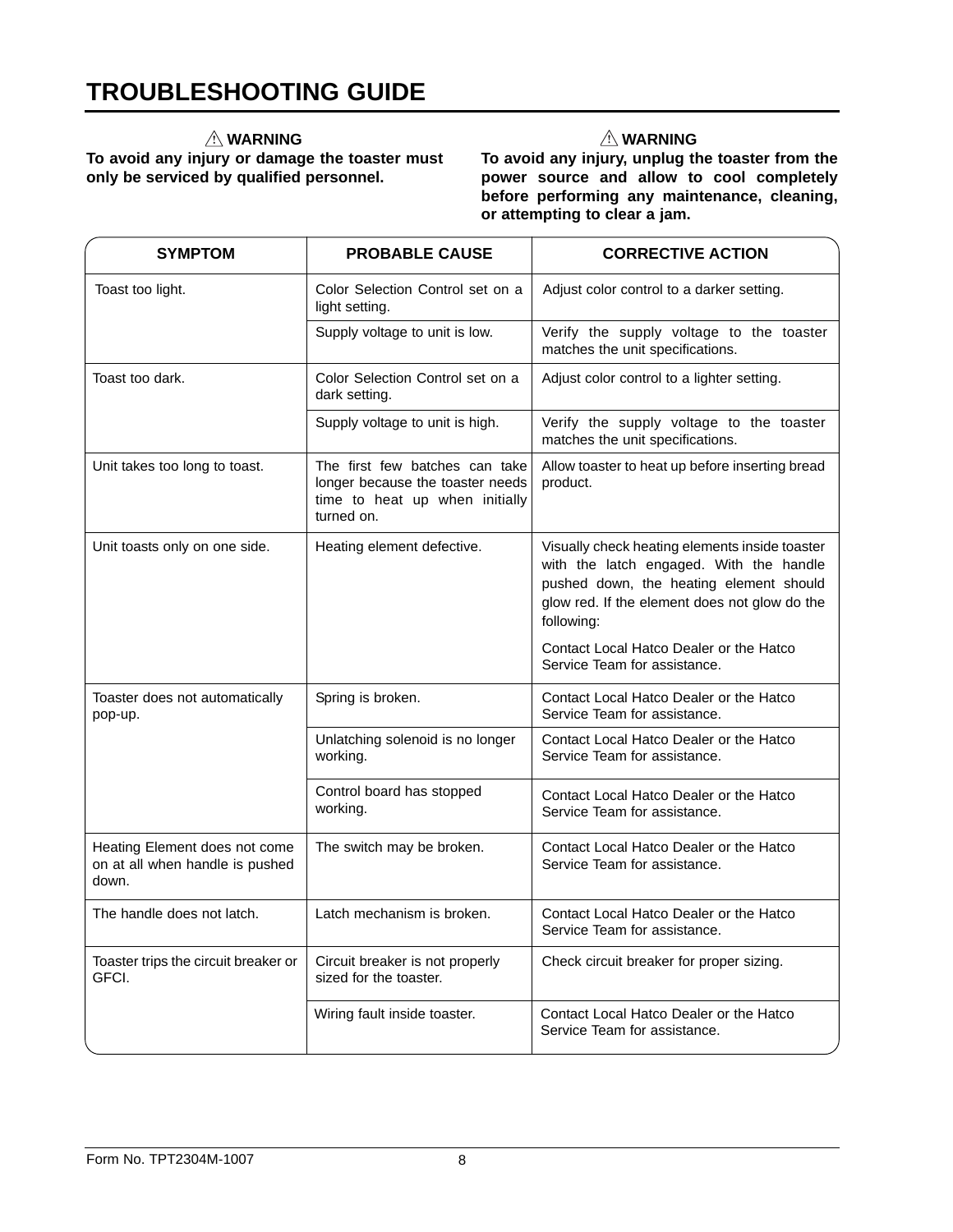# TROUBLESHOOTING GUIDE

⚠ **WARNING**
**To avoid any injury or damage the toaster must only be serviced by qualified personnel.**

⚠ **WARNING**
**To avoid any injury, unplug the toaster from the power source and allow to cool completely before performing any maintenance, cleaning, or attempting to clear a jam.**

| SYMPTOM | PROBABLE CAUSE | CORRECTIVE ACTION |
|---|---|---|
| Toast too light. | Color Selection Control set on a light setting. | Adjust color control to a darker setting. |
| | Supply voltage to unit is low. | Verify the supply voltage to the toaster matches the unit specifications. |
| Toast too dark. | Color Selection Control set on a dark setting. | Adjust color control to a lighter setting. |
| | Supply voltage to unit is high. | Verify the supply voltage to the toaster matches the unit specifications. |
| Unit takes too long to toast. | The first few batches can take longer because the toaster needs time to heat up when initially turned on. | Allow toaster to heat up before inserting bread product. |
| Unit toasts only on one side. | Heating element defective. | Visually check heating elements inside toaster with the latch engaged. With the handle pushed down, the heating element should glow red. If the element does not glow do the following:<br><br>Contact Local Hatco Dealer or the Hatco Service Team for assistance. |
| Toaster does not automatically pop-up. | Spring is broken. | Contact Local Hatco Dealer or the Hatco Service Team for assistance. |
| | Unlatching solenoid is no longer working. | Contact Local Hatco Dealer or the Hatco Service Team for assistance. |
| | Control board has stopped working. | Contact Local Hatco Dealer or the Hatco Service Team for assistance. |
| Heating Element does not come on at all when handle is pushed down. | The switch may be broken. | Contact Local Hatco Dealer or the Hatco Service Team for assistance. |
| The handle does not latch. | Latch mechanism is broken. | Contact Local Hatco Dealer or the Hatco Service Team for assistance. |
| Toaster trips the circuit breaker or GFCI. | Circuit breaker is not properly sized for the toaster. | Check circuit breaker for proper sizing. |
| | Wiring fault inside toaster. | Contact Local Hatco Dealer or the Hatco Service Team for assistance. |

Form No. TPT2304M-1007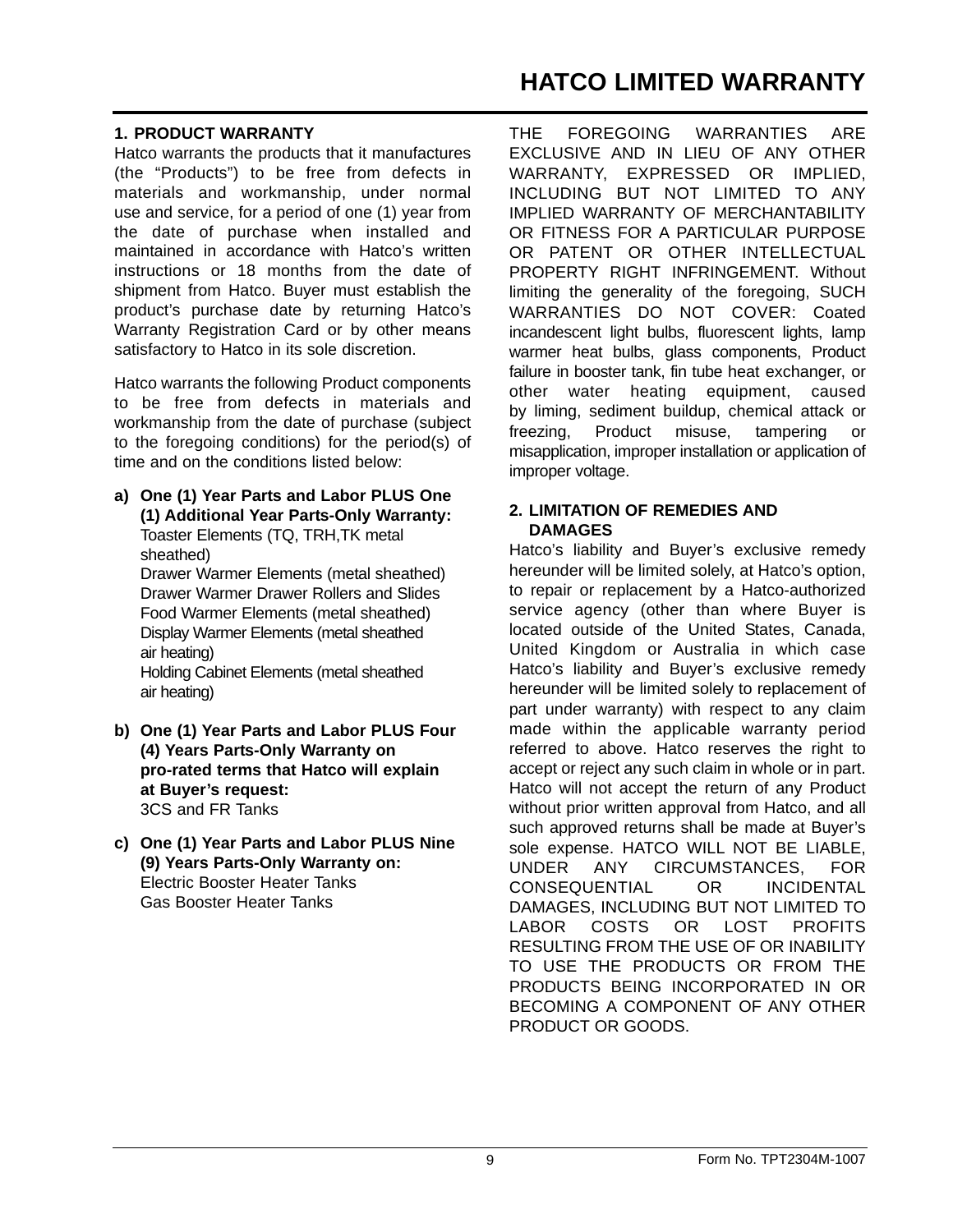# HATCO LIMITED WARRANTY

## 1. PRODUCT WARRANTY

Hatco warrants the products that it manufactures (the "Products") to be free from defects in materials and workmanship, under normal use and service, for a period of one (1) year from the date of purchase when installed and maintained in accordance with Hatco's written instructions or 18 months from the date of shipment from Hatco. Buyer must establish the product's purchase date by returning Hatco's Warranty Registration Card or by other means satisfactory to Hatco in its sole discretion.

Hatco warrants the following Product components to be free from defects in materials and workmanship from the date of purchase (subject to the foregoing conditions) for the period(s) of time and on the conditions listed below:

**a) One (1) Year Parts and Labor PLUS One (1) Additional Year Parts-Only Warranty:**
Toaster Elements (TQ, TRH,TK metal sheathed)
Drawer Warmer Elements (metal sheathed)
Drawer Warmer Drawer Rollers and Slides
Food Warmer Elements (metal sheathed)
Display Warmer Elements (metal sheathed air heating)
Holding Cabinet Elements (metal sheathed air heating)

**b) One (1) Year Parts and Labor PLUS Four (4) Years Parts-Only Warranty on pro-rated terms that Hatco will explain at Buyer's request:**
3CS and FR Tanks

**c) One (1) Year Parts and Labor PLUS Nine (9) Years Parts-Only Warranty on:**
Electric Booster Heater Tanks
Gas Booster Heater Tanks

THE FOREGOING WARRANTIES ARE EXCLUSIVE AND IN LIEU OF ANY OTHER WARRANTY, EXPRESSED OR IMPLIED, INCLUDING BUT NOT LIMITED TO ANY IMPLIED WARRANTY OF MERCHANTABILITY OR FITNESS FOR A PARTICULAR PURPOSE OR PATENT OR OTHER INTELLECTUAL PROPERTY RIGHT INFRINGEMENT. Without limiting the generality of the foregoing, SUCH WARRANTIES DO NOT COVER: Coated incandescent light bulbs, fluorescent lights, lamp warmer heat bulbs, glass components, Product failure in booster tank, fin tube heat exchanger, or other water heating equipment, caused by liming, sediment buildup, chemical attack or freezing, Product misuse, tampering or misapplication, improper installation or application of improper voltage.

## 2. LIMITATION OF REMEDIES AND DAMAGES

Hatco's liability and Buyer's exclusive remedy hereunder will be limited solely, at Hatco's option, to repair or replacement by a Hatco-authorized service agency (other than where Buyer is located outside of the United States, Canada, United Kingdom or Australia in which case Hatco's liability and Buyer's exclusive remedy hereunder will be limited solely to replacement of part under warranty) with respect to any claim made within the applicable warranty period referred to above. Hatco reserves the right to accept or reject any such claim in whole or in part. Hatco will not accept the return of any Product without prior written approval from Hatco, and all such approved returns shall be made at Buyer's sole expense. HATCO WILL NOT BE LIABLE, UNDER ANY CIRCUMSTANCES, FOR CONSEQUENTIAL OR INCIDENTAL DAMAGES, INCLUDING BUT NOT LIMITED TO LABOR COSTS OR LOST PROFITS RESULTING FROM THE USE OF OR INABILITY TO USE THE PRODUCTS OR FROM THE PRODUCTS BEING INCORPORATED IN OR BECOMING A COMPONENT OF ANY OTHER PRODUCT OR GOODS.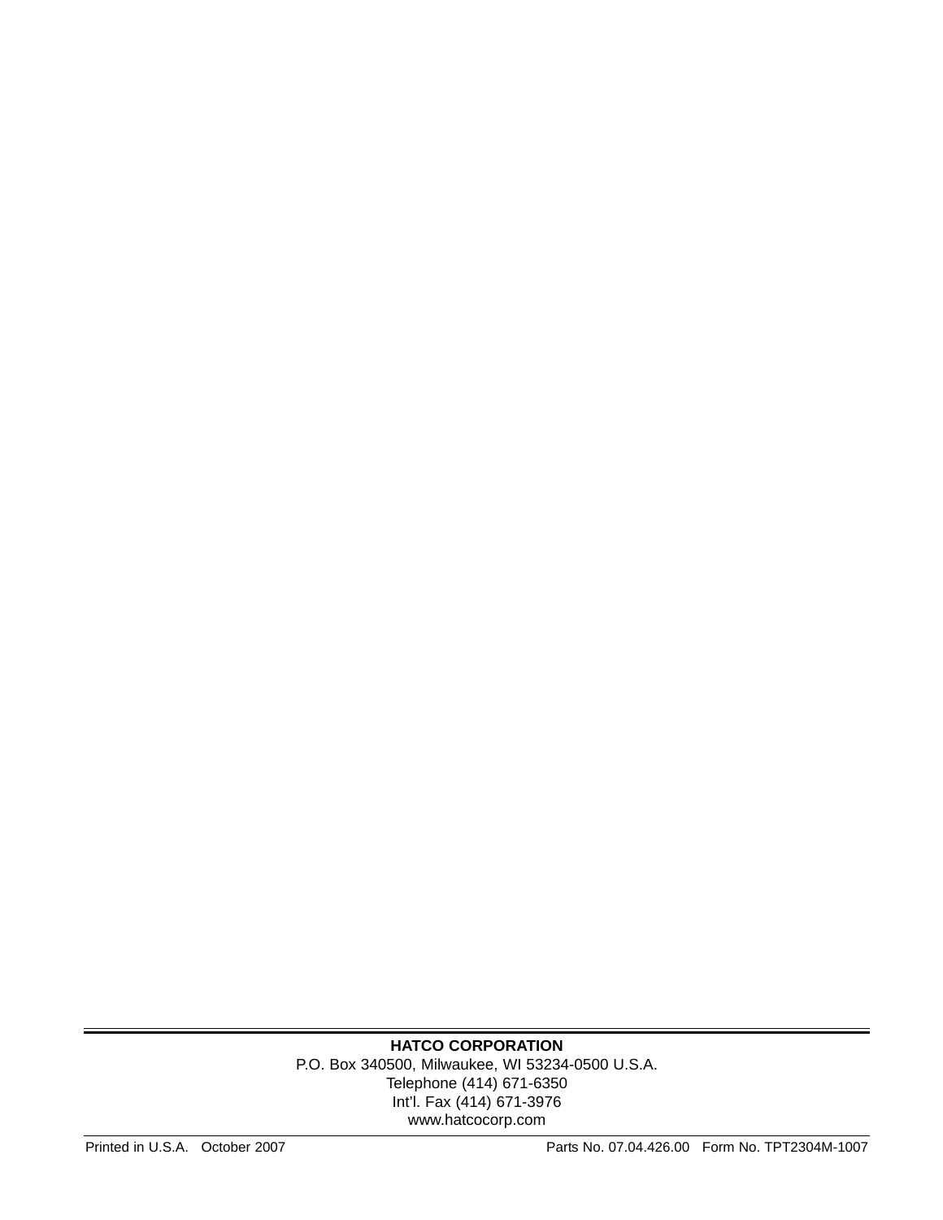**HATCO CORPORATION**

P.O. Box 340500, Milwaukee, WI 53234-0500 U.S.A.

Telephone (414) 671-6350

Int'l. Fax (414) 671-3976

www.hatcocorp.com

Printed in U.S.A. October 2007 Parts No. 07.04.426.00 Form No. TPT2304M-1007